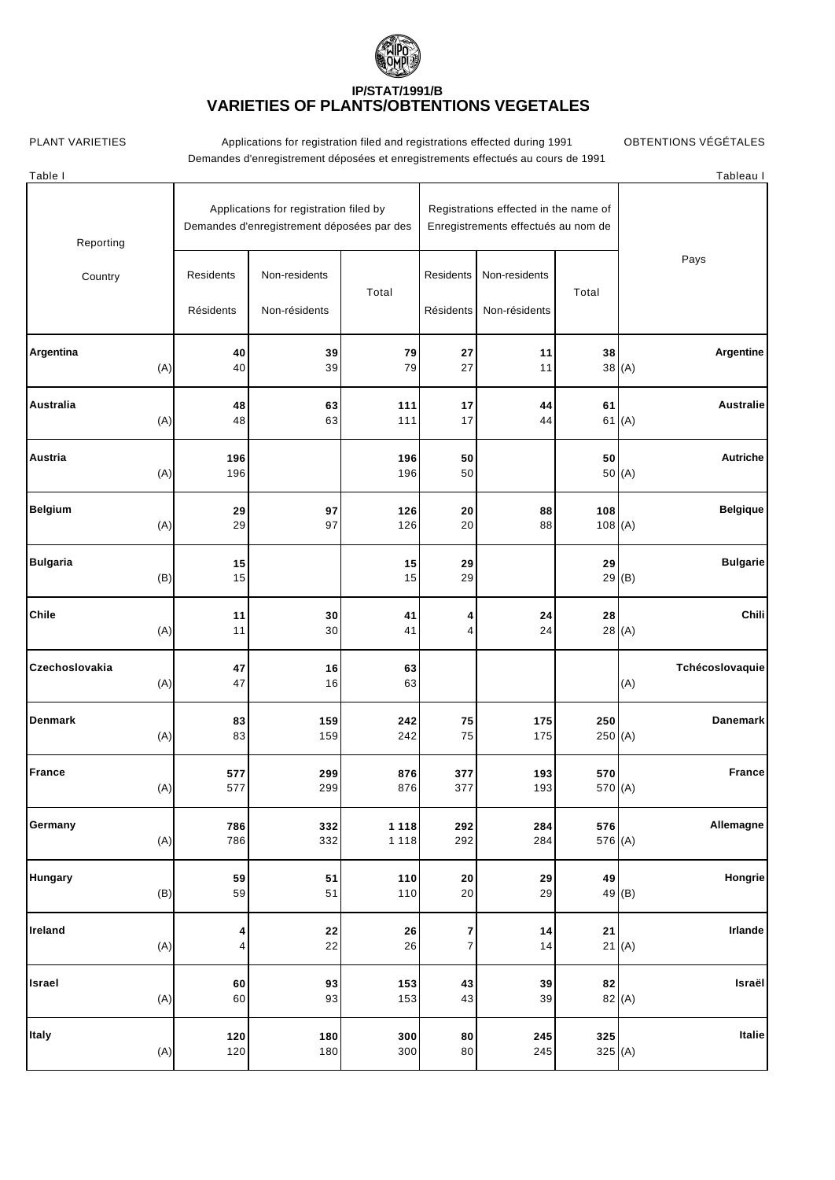# IP/STAT/1991/B
## VARIETIES OF PLANTS/OBTENTIONS VEGETALES

PLANT VARIETIES — Applications for registration filed and registrations effected during 1991 — OBTENTIONS VÉGÉTALES

Demandes d'enregistrement déposées et enregistrements effectués au cours de 1991

Table I — Tableau I

| Reporting Country | | Applications for registration filed by / Demandes d'enregistrement déposées par des | | | Registrations effected in the name of / Enregistrements effectués au nom de | | | Pays |
|---|---|---|---|---|---|---|---|---|
| | | Residents / Résidents | Non-residents / Non-résidents | Total | Residents / Résidents | Non-residents / Non-résidents | Total | |
| **Argentina** | | **40** | **39** | **79** | **27** | **11** | **38** | **Argentine** |
| | (A) | 40 | 39 | 79 | 27 | 11 | 38 | (A) |
| **Australia** | | **48** | **63** | **111** | **17** | **44** | **61** | **Australie** |
| | (A) | 48 | 63 | 111 | 17 | 44 | 61 | (A) |
| **Austria** | | **196** | | **196** | **50** | | **50** | **Autriche** |
| | (A) | 196 | | 196 | 50 | | 50 | (A) |
| **Belgium** | | **29** | **97** | **126** | **20** | **88** | **108** | **Belgique** |
| | (A) | 29 | 97 | 126 | 20 | 88 | 108 | (A) |
| **Bulgaria** | | **15** | | **15** | **29** | | **29** | **Bulgarie** |
| | (B) | 15 | | 15 | 29 | | 29 | (B) |
| **Chile** | | **11** | **30** | **41** | **4** | **24** | **28** | **Chili** |
| | (A) | 11 | 30 | 41 | 4 | 24 | 28 | (A) |
| **Czechoslovakia** | | **47** | **16** | **63** | | | | **Tchécoslovaquie** |
| | (A) | 47 | 16 | 63 | | | | (A) |
| **Denmark** | | **83** | **159** | **242** | **75** | **175** | **250** | **Danemark** |
| | (A) | 83 | 159 | 242 | 75 | 175 | 250 | (A) |
| **France** | | **577** | **299** | **876** | **377** | **193** | **570** | **France** |
| | (A) | 577 | 299 | 876 | 377 | 193 | 570 | (A) |
| **Germany** | | **786** | **332** | **1 118** | **292** | **284** | **576** | **Allemagne** |
| | (A) | 786 | 332 | 1 118 | 292 | 284 | 576 | (A) |
| **Hungary** | | **59** | **51** | **110** | **20** | **29** | **49** | **Hongrie** |
| | (B) | 59 | 51 | 110 | 20 | 29 | 49 | (B) |
| **Ireland** | | **4** | **22** | **26** | **7** | **14** | **21** | **Irlande** |
| | (A) | 4 | 22 | 26 | 7 | 14 | 21 | (A) |
| **Israel** | | **60** | **93** | **153** | **43** | **39** | **82** | **Israël** |
| | (A) | 60 | 93 | 153 | 43 | 39 | 82 | (A) |
| **Italy** | | **120** | **180** | **300** | **80** | **245** | **325** | **Italie** |
| | (A) | 120 | 180 | 300 | 80 | 245 | 325 | (A) |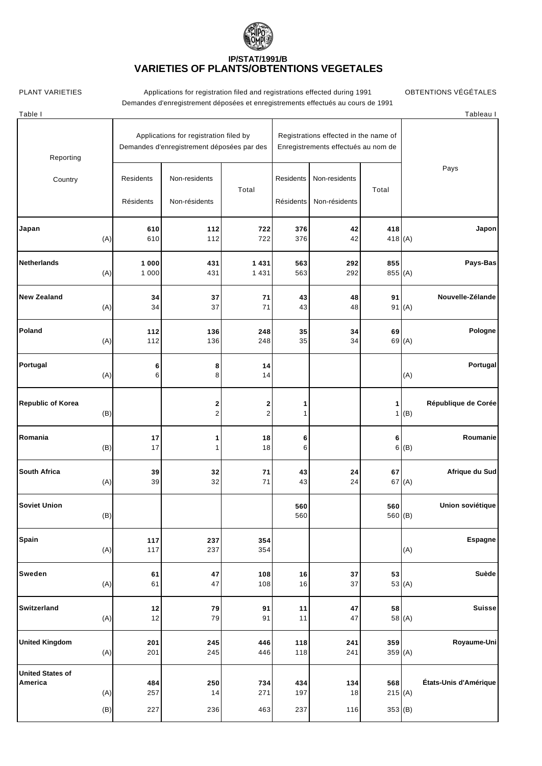# IP/STAT/1991/B
# VARIETIES OF PLANTS/OBTENTIONS VEGETALES

PLANT VARIETIES

Applications for registration filed and registrations effected during 1991
Demandes d'enregistrement déposées et enregistrements effectués au cours de 1991

OBTENTIONS VÉGÉTALES

Table I

Tableau I

| Reporting Country | | Applications for registration filed by / Demandes d'enregistrement déposées par des | | | Registrations effected in the name of / Enregistrements effectués au nom de | | | | Pays |
|---|---|---|---|---|---|---|---|---|---|
| | | Residents / Résidents | Non-residents / Non-résidents | Total | Residents / Résidents | Non-residents / Non-résidents | Total | | |
| **Japan** | | **610** | **112** | **722** | **376** | **42** | **418** | | **Japon** |
| | (A) | 610 | 112 | 722 | 376 | 42 | 418 | (A) | |
| **Netherlands** | | **1 000** | **431** | **1 431** | **563** | **292** | **855** | | **Pays-Bas** |
| | (A) | 1 000 | 431 | 1 431 | 563 | 292 | 855 | (A) | |
| **New Zealand** | | **34** | **37** | **71** | **43** | **48** | **91** | | **Nouvelle-Zélande** |
| | (A) | 34 | 37 | 71 | 43 | 48 | 91 | (A) | |
| **Poland** | | **112** | **136** | **248** | **35** | **34** | **69** | | **Pologne** |
| | (A) | 112 | 136 | 248 | 35 | 34 | 69 | (A) | |
| **Portugal** | | **6** | **8** | **14** | | | | | **Portugal** |
| | (A) | 6 | 8 | 14 | | | | (A) | |
| **Republic of Korea** | | | **2** | **2** | **1** | | **1** | | **République de Corée** |
| | (B) | | 2 | 2 | 1 | | 1 | (B) | |
| **Romania** | | **17** | **1** | **18** | **6** | | **6** | | **Roumanie** |
| | (B) | 17 | 1 | 18 | 6 | | 6 | (B) | |
| **South Africa** | | **39** | **32** | **71** | **43** | **24** | **67** | | **Afrique du Sud** |
| | (A) | 39 | 32 | 71 | 43 | 24 | 67 | (A) | |
| **Soviet Union** | | | | | **560** | | **560** | | **Union soviétique** |
| | (B) | | | | 560 | | 560 | (B) | |
| **Spain** | | **117** | **237** | **354** | | | | | **Espagne** |
| | (A) | 117 | 237 | 354 | | | | (A) | |
| **Sweden** | | **61** | **47** | **108** | **16** | **37** | **53** | | **Suède** |
| | (A) | 61 | 47 | 108 | 16 | 37 | 53 | (A) | |
| **Switzerland** | | **12** | **79** | **91** | **11** | **47** | **58** | | **Suisse** |
| | (A) | 12 | 79 | 91 | 11 | 47 | 58 | (A) | |
| **United Kingdom** | | **201** | **245** | **446** | **118** | **241** | **359** | | **Royaume-Uni** |
| | (A) | 201 | 245 | 446 | 118 | 241 | 359 | (A) | |
| **United States of America** | | **484** | **250** | **734** | **434** | **134** | **568** | | **États-Unis d'Amérique** |
| | (A) | 257 | 14 | 271 | 197 | 18 | 215 | (A) | |
| | (B) | 227 | 236 | 463 | 237 | 116 | 353 | (B) | |